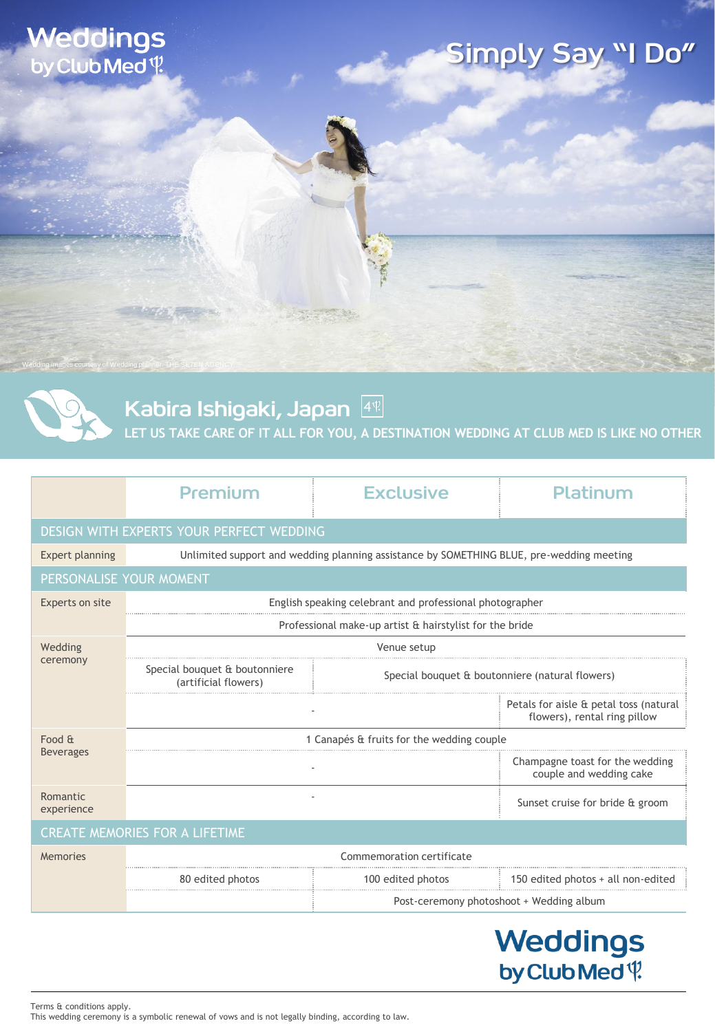# Weddings by Club Med

## Simply Say "I Do"

Wedding images courtesy of Wedding planner, THE SEVEN AGENCY

## Kabira Ishigaki, Japan 4

LET US TAKE CARE OF IT ALL FOR YOU, A DESTINATION WEDDING AT CLUB MED IS LIKE NO OTHER

| | Premium | Exclusive | Platinum |
|---|---|---|---|
| **DESIGN WITH EXPERTS YOUR PERFECT WEDDING** | | | |
| Expert planning | Unlimited support and wedding planning assistance by SOMETHING BLUE, pre-wedding meeting | | |
| **PERSONALISE YOUR MOMENT** | | | |
| Experts on site | English speaking celebrant and professional photographer | | |
| | Professional make-up artist & hairstylist for the bride | | |
| Wedding ceremony | Venue setup | | |
| | Special bouquet & boutonniere (artificial flowers) | Special bouquet & boutonniere (natural flowers) | |
| | - | | Petals for aisle & petal toss (natural flowers), rental ring pillow |
| Food & Beverages | 1 Canapés & fruits for the wedding couple | | |
| | - | | Champagne toast for the wedding couple and wedding cake |
| Romantic experience | - | | Sunset cruise for bride & groom |
| **CREATE MEMORIES FOR A LIFETIME** | | | |
| Memories | Commemoration certificate | | |
| | 80 edited photos | 100 edited photos | 150 edited photos + all non-edited |
| | | Post-ceremony photoshoot + Wedding album | |

Weddings by Club Med

Terms & conditions apply.
This wedding ceremony is a symbolic renewal of vows and is not legally binding, according to law.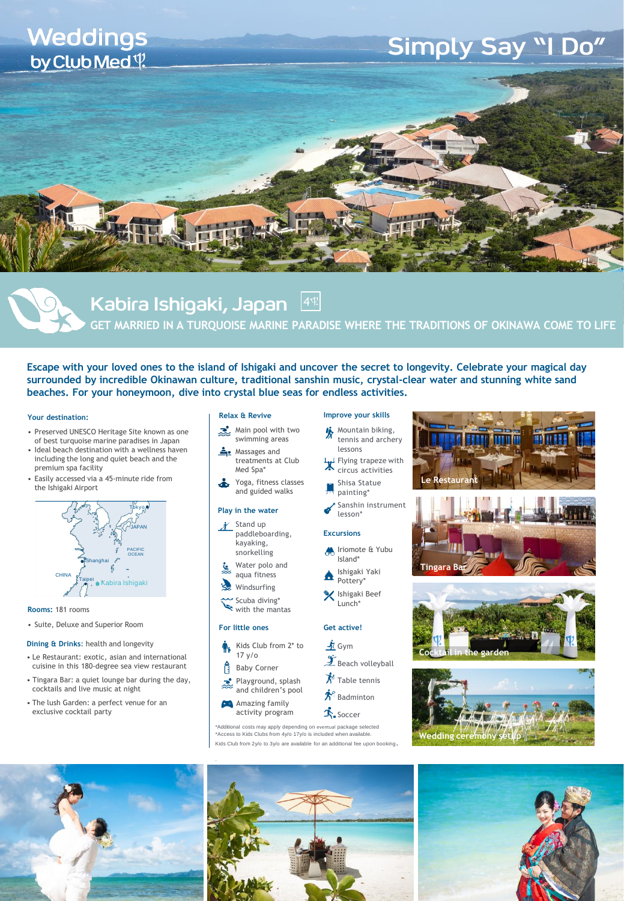# Weddings by Club Med

## Simply Say "I Do"

## Kabira Ishigaki, Japan

**GET MARRIED IN A TURQUOISE MARINE PARADISE WHERE THE TRADITIONS OF OKINAWA COME TO LIFE**

**Escape with your loved ones to the island of Ishigaki and uncover the secret to longevity. Celebrate your magical day surrounded by incredible Okinawan culture, traditional sanshin music, crystal-clear water and stunning white sand beaches. For your honeymoon, dive into crystal blue seas for endless activities.**

### Your destination:

- Preserved UNESCO Heritage Site known as one of best turquoise marine paradises in Japan
- Ideal beach destination with a wellness haven including the long and quiet beach and the premium spa facility
- Easily accessed via a 45-minute ride from the Ishigaki Airport

Tokyo
JAPAN
PACIFIC OCEAN
Shanghai
CHINA
Taipei
Kabira Ishigaki

**Rooms:** 181 rooms

- Suite, Deluxe and Superior Room

### Dining & Drinks: health and longevity

- Le Restaurant: exotic, asian and international cuisine in this 180-degree sea view restaurant
- Tingara Bar: a quiet lounge bar during the day, cocktails and live music at night
- The lush Garden: a perfect venue for an exclusive cocktail party

### Relax & Revive

- Main pool with two swimming areas
- Massages and treatments at Club Med Spa*
- Yoga, fitness classes and guided walks

### Play in the water

- Stand up paddleboarding, kayaking, snorkelling
- Water polo and aqua fitness
- Windsurfing
- Scuba diving* with the mantas

### For little ones

- Kids Club from 2* to 17 y/o
- Baby Corner
- Playground, splash and children's pool
- Amazing family activity program

### Improve your skills

- Mountain biking, tennis and archery lessons
- Flying trapeze with circus activities
- Shisa Statue painting*
- Sanshin instrument lesson*

### Excursions

- Iriomote & Yubu Island*
- Ishigaki Yaki Pottery*
- Ishigaki Beef Lunch*

### Get active!

- Gym
- Beach volleyball
- Table tennis
- Badminton
- Soccer

*Additional costs may apply depending on eventual package selected
*Access to Kids Clubs from 4y/o 17y/o is included when available.
Kids Club from 2y/o to 3y/o are available for an additional fee upon booking.

Le Restaurant

Tingara Bar

Cocktail in the garden

Wedding ceremony setup